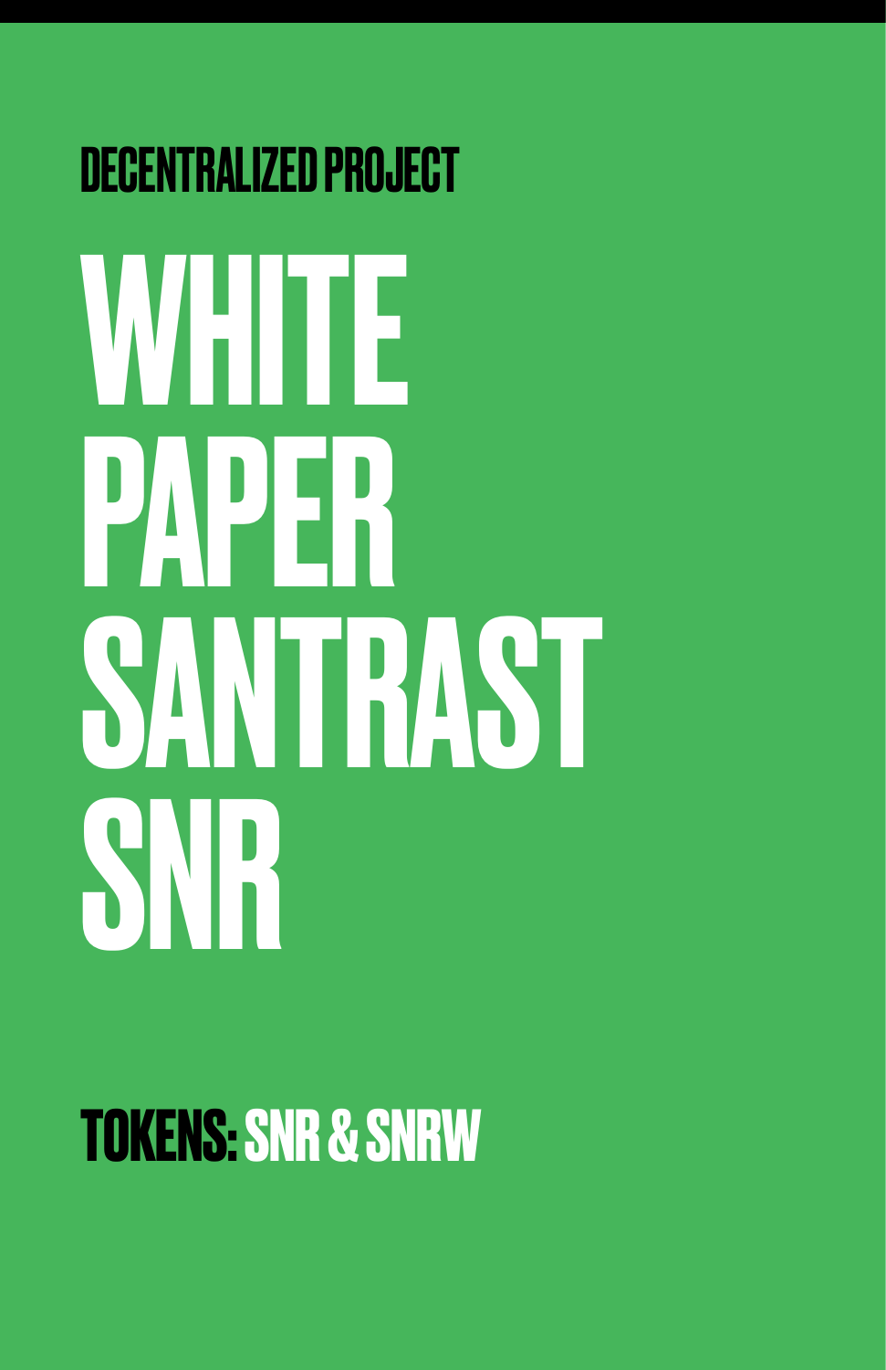DECENTRALIZED PROJECT

# WHITE PAPER SANTRAST SNR

**TOKENS:** SNR & SNRW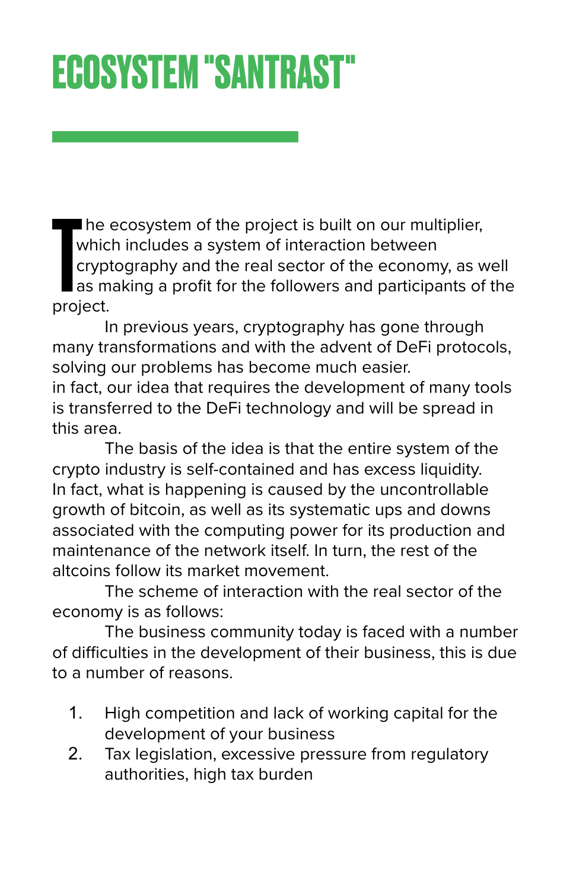# ECOSYSTEM "SANTRAST"

The ecosystem of the project is built on our multiplier, which includes a system of interaction between cryptography and the real sector of the economy, as well as making a profit for the followers and participants of the project.

In previous years, cryptography has gone through many transformations and with the advent of DeFi protocols, solving our problems has become much easier.
in fact, our idea that requires the development of many tools is transferred to the DeFi technology and will be spread in this area.

The basis of the idea is that the entire system of the crypto industry is self-contained and has excess liquidity. In fact, what is happening is caused by the uncontrollable growth of bitcoin, as well as its systematic ups and downs associated with the computing power for its production and maintenance of the network itself. In turn, the rest of the altcoins follow its market movement.

The scheme of interaction with the real sector of the economy is as follows:

The business community today is faced with a number of difficulties in the development of their business, this is due to a number of reasons.

1. High competition and lack of working capital for the development of your business
2. Tax legislation, excessive pressure from regulatory authorities, high tax burden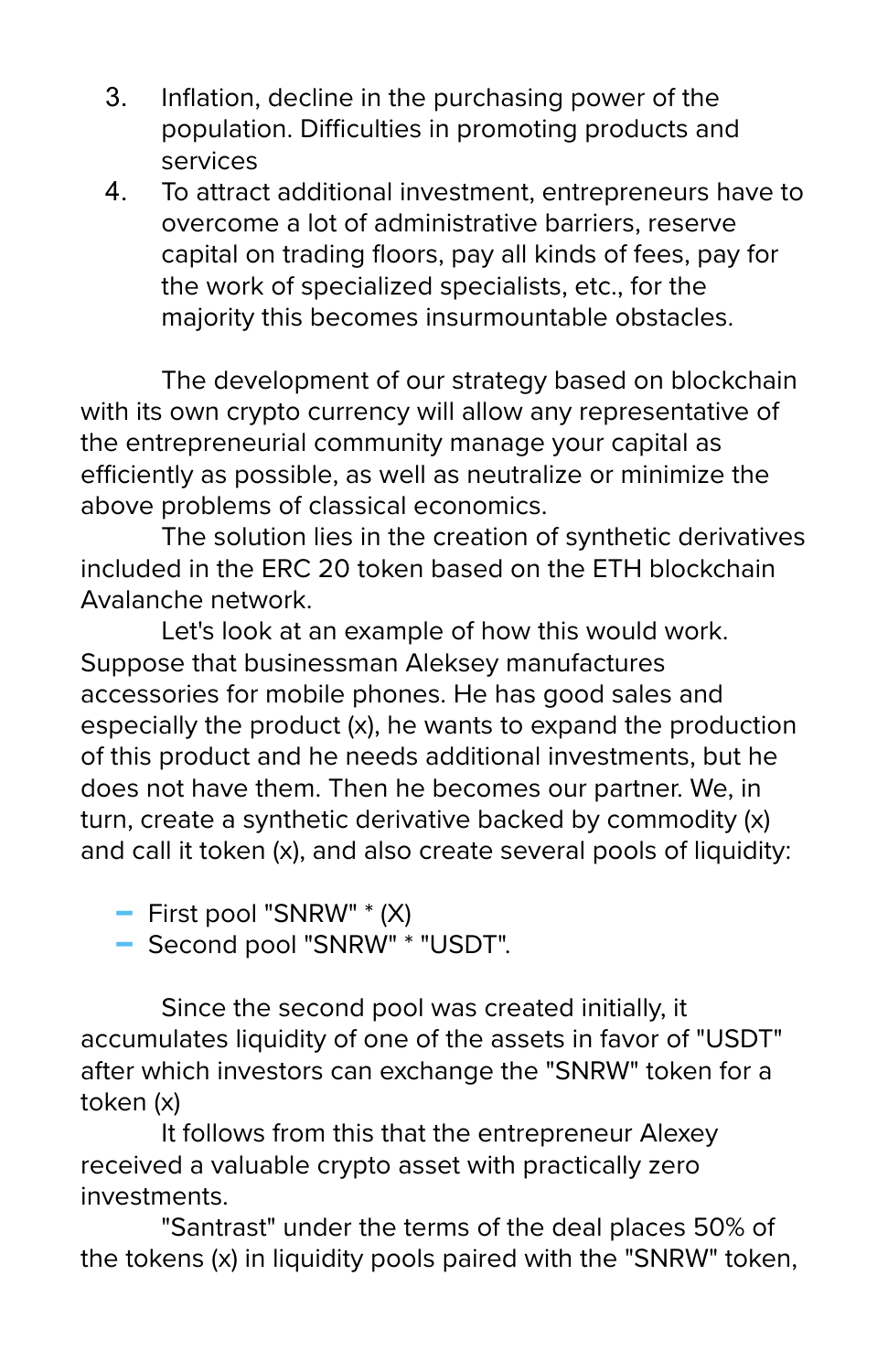3. Inflation, decline in the purchasing power of the population. Difficulties in promoting products and services
4. To attract additional investment, entrepreneurs have to overcome a lot of administrative barriers, reserve capital on trading floors, pay all kinds of fees, pay for the work of specialized specialists, etc., for the majority this becomes insurmountable obstacles.

The development of our strategy based on blockchain with its own crypto currency will allow any representative of the entrepreneurial community manage your capital as efficiently as possible, as well as neutralize or minimize the above problems of classical economics.

The solution lies in the creation of synthetic derivatives included in the ERC 20 token based on the ETH blockchain Avalanche network.

Let's look at an example of how this would work. Suppose that businessman Aleksey manufactures accessories for mobile phones. He has good sales and especially the product (x), he wants to expand the production of this product and he needs additional investments, but he does not have them. Then he becomes our partner. We, in turn, create a synthetic derivative backed by commodity (x) and call it token (x), and also create several pools of liquidity:

- First pool "SNRW" * (X)
- Second pool "SNRW" * "USDT".

Since the second pool was created initially, it accumulates liquidity of one of the assets in favor of "USDT" after which investors can exchange the "SNRW" token for a token (x)

It follows from this that the entrepreneur Alexey received a valuable crypto asset with practically zero investments.

"Santrast" under the terms of the deal places 50% of the tokens (x) in liquidity pools paired with the "SNRW" token,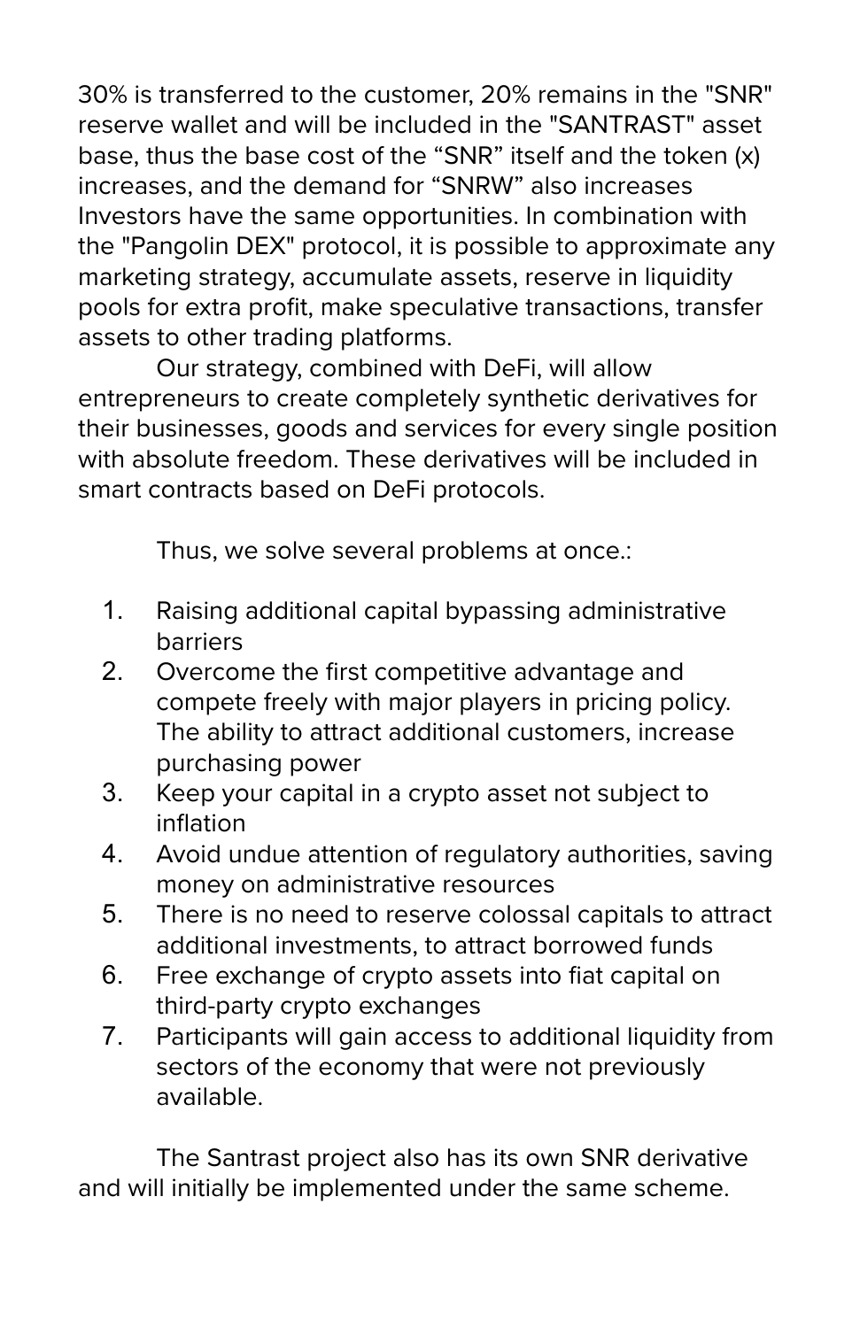30% is transferred to the customer, 20% remains in the "SNR" reserve wallet and will be included in the "SANTRAST" asset base, thus the base cost of the “SNR” itself and the token (x) increases, and the demand for “SNRW” also increases Investors have the same opportunities. In combination with the "Pangolin DEX" protocol, it is possible to approximate any marketing strategy, accumulate assets, reserve in liquidity pools for extra profit, make speculative transactions, transfer assets to other trading platforms.

Our strategy, combined with DeFi, will allow entrepreneurs to create completely synthetic derivatives for their businesses, goods and services for every single position with absolute freedom. These derivatives will be included in smart contracts based on DeFi protocols.

Thus, we solve several problems at once.:

1. Raising additional capital bypassing administrative barriers
2. Overcome the first competitive advantage and compete freely with major players in pricing policy. The ability to attract additional customers, increase purchasing power
3. Keep your capital in a crypto asset not subject to inflation
4. Avoid undue attention of regulatory authorities, saving money on administrative resources
5. There is no need to reserve colossal capitals to attract additional investments, to attract borrowed funds
6. Free exchange of crypto assets into fiat capital on third-party crypto exchanges
7. Participants will gain access to additional liquidity from sectors of the economy that were not previously available.

The Santrast project also has its own SNR derivative and will initially be implemented under the same scheme.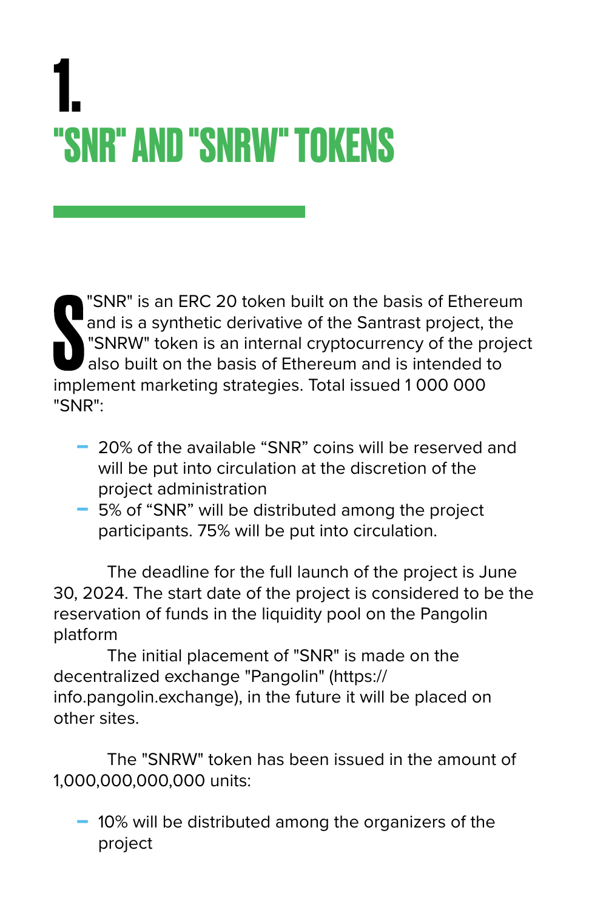# 1.

# "SNR" AND "SNRW" TOKENS

S "SNR" is an ERC 20 token built on the basis of Ethereum and is a synthetic derivative of the Santrast project, the "SNRW" token is an internal cryptocurrency of the project also built on the basis of Ethereum and is intended to implement marketing strategies. Total issued 1 000 000 "SNR":

- 20% of the available “SNR” coins will be reserved and will be put into circulation at the discretion of the project administration
- 5% of “SNR” will be distributed among the project participants. 75% will be put into circulation.

The deadline for the full launch of the project is June 30, 2024. The start date of the project is considered to be the reservation of funds in the liquidity pool on the Pangolin platform

The initial placement of "SNR" is made on the decentralized exchange "Pangolin" (https://info.pangolin.exchange), in the future it will be placed on other sites.

The "SNRW" token has been issued in the amount of 1,000,000,000,000 units:

- 10% will be distributed among the organizers of the project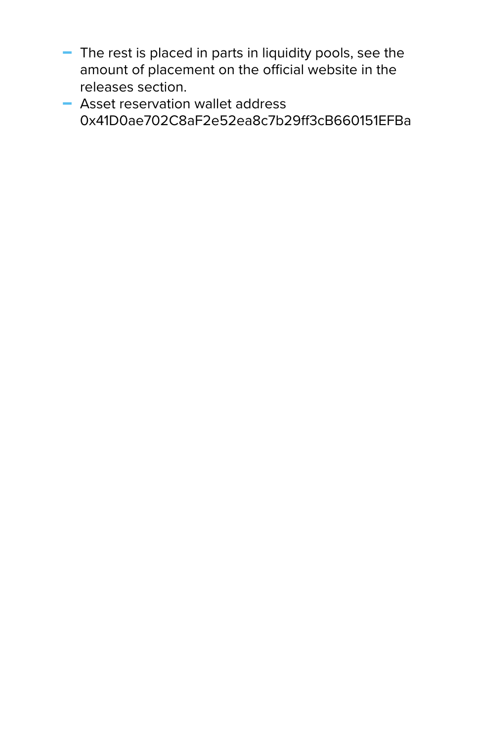- The rest is placed in parts in liquidity pools, see the amount of placement on the official website in the releases section.
- Asset reservation wallet address 0x41D0ae702C8aF2e52ea8c7b29ff3cB660151EFBa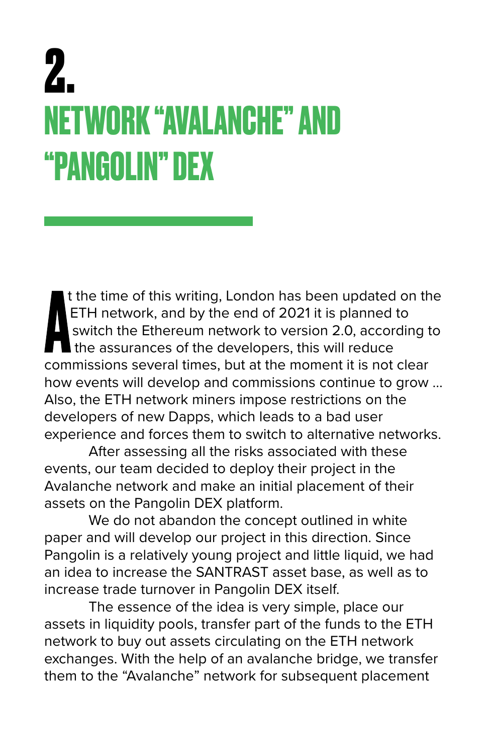# 2.

# NETWORK "AVALANCHE" AND "PANGOLIN" DEX

At the time of this writing, London has been updated on the ETH network, and by the end of 2021 it is planned to switch the Ethereum network to version 2.0, according to the assurances of the developers, this will reduce commissions several times, but at the moment it is not clear how events will develop and commissions continue to grow ... Also, the ETH network miners impose restrictions on the developers of new Dapps, which leads to a bad user experience and forces them to switch to alternative networks.

After assessing all the risks associated with these events, our team decided to deploy their project in the Avalanche network and make an initial placement of their assets on the Pangolin DEX platform.

We do not abandon the concept outlined in white paper and will develop our project in this direction. Since Pangolin is a relatively young project and little liquid, we had an idea to increase the SANTRAST asset base, as well as to increase trade turnover in Pangolin DEX itself.

The essence of the idea is very simple, place our assets in liquidity pools, transfer part of the funds to the ETH network to buy out assets circulating on the ETH network exchanges. With the help of an avalanche bridge, we transfer them to the "Avalanche" network for subsequent placement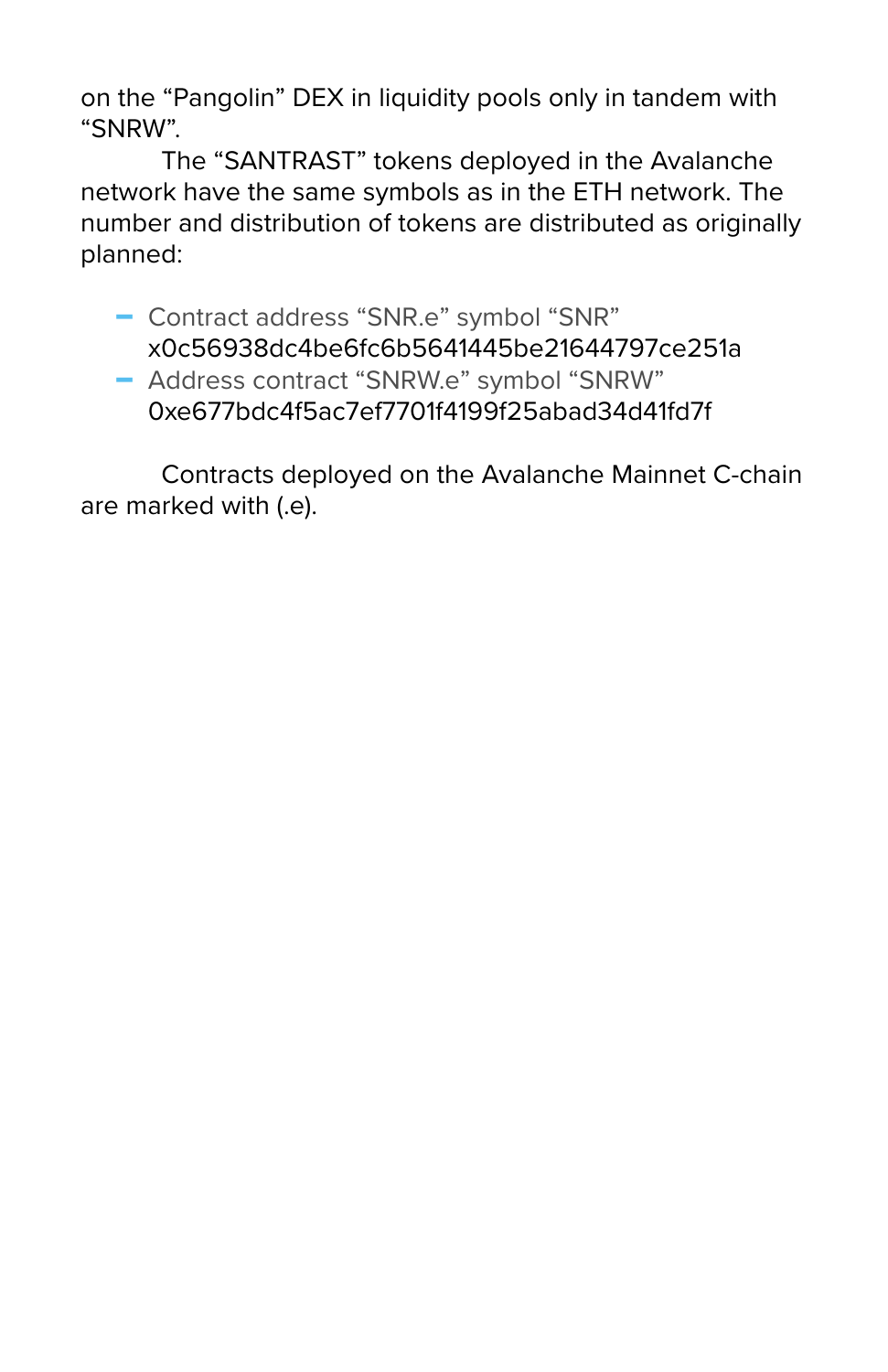on the “Pangolin” DEX in liquidity pools only in tandem with “SNRW”.

The “SANTRAST” tokens deployed in the Avalanche network have the same symbols as in the ETH network. The number and distribution of tokens are distributed as originally planned:

- Contract address “SNR.e” symbol “SNR” x0c56938dc4be6fc6b5641445be21644797ce251a
- Address contract “SNRW.e” symbol “SNRW” 0xe677bdc4f5ac7ef7701f4199f25abad34d41fd7f

Contracts deployed on the Avalanche Mainnet C-chain are marked with (.e).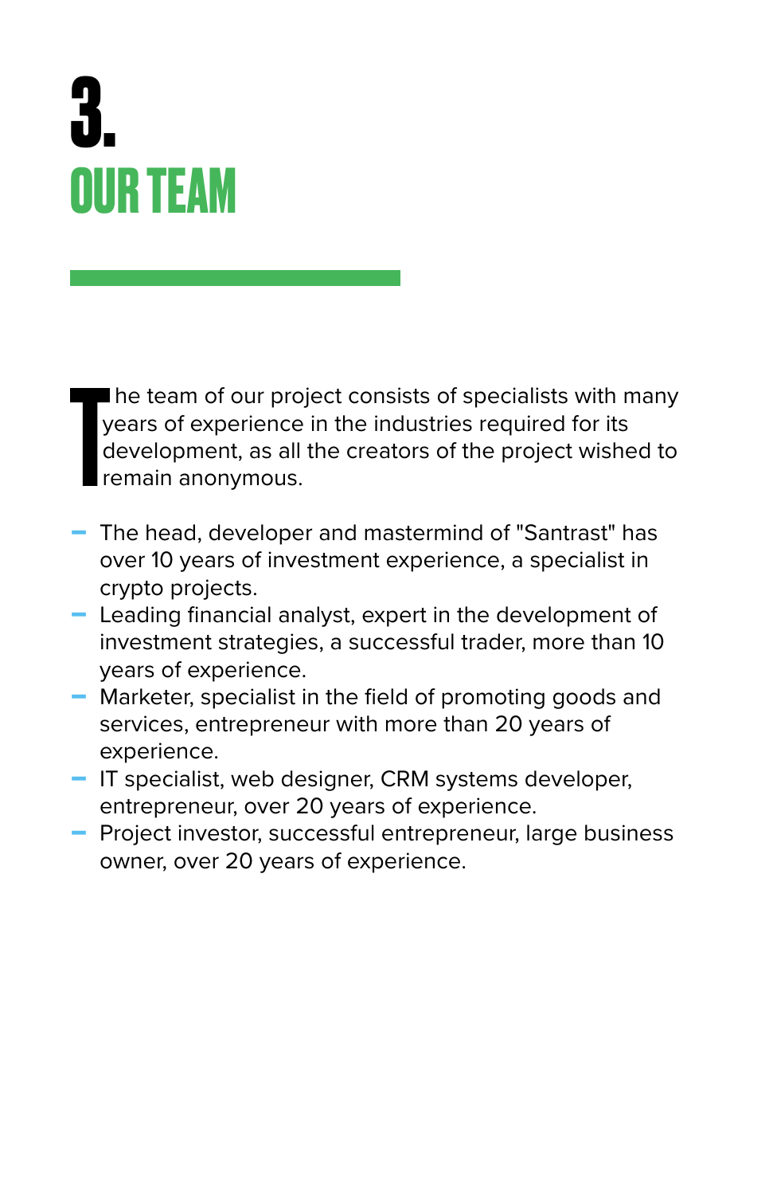# 3. OUR TEAM

The team of our project consists of specialists with many years of experience in the industries required for its development, as all the creators of the project wished to remain anonymous.

- The head, developer and mastermind of "Santrast" has over 10 years of investment experience, a specialist in crypto projects.
- Leading financial analyst, expert in the development of investment strategies, a successful trader, more than 10 years of experience.
- Marketer, specialist in the field of promoting goods and services, entrepreneur with more than 20 years of experience.
- IT specialist, web designer, CRM systems developer, entrepreneur, over 20 years of experience.
- Project investor, successful entrepreneur, large business owner, over 20 years of experience.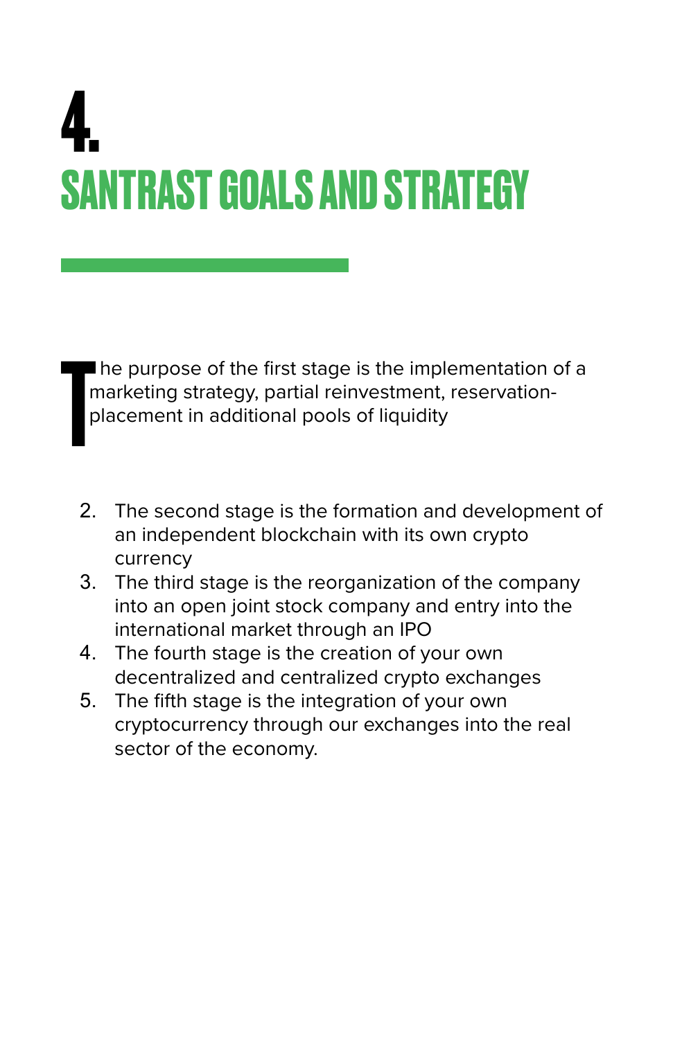# 4.

## SANTRAST GOALS AND STRATEGY

The purpose of the first stage is the implementation of a marketing strategy, partial reinvestment, reservation-placement in additional pools of liquidity

2. The second stage is the formation and development of an independent blockchain with its own crypto currency
3. The third stage is the reorganization of the company into an open joint stock company and entry into the international market through an IPO
4. The fourth stage is the creation of your own decentralized and centralized crypto exchanges
5. The fifth stage is the integration of your own cryptocurrency through our exchanges into the real sector of the economy.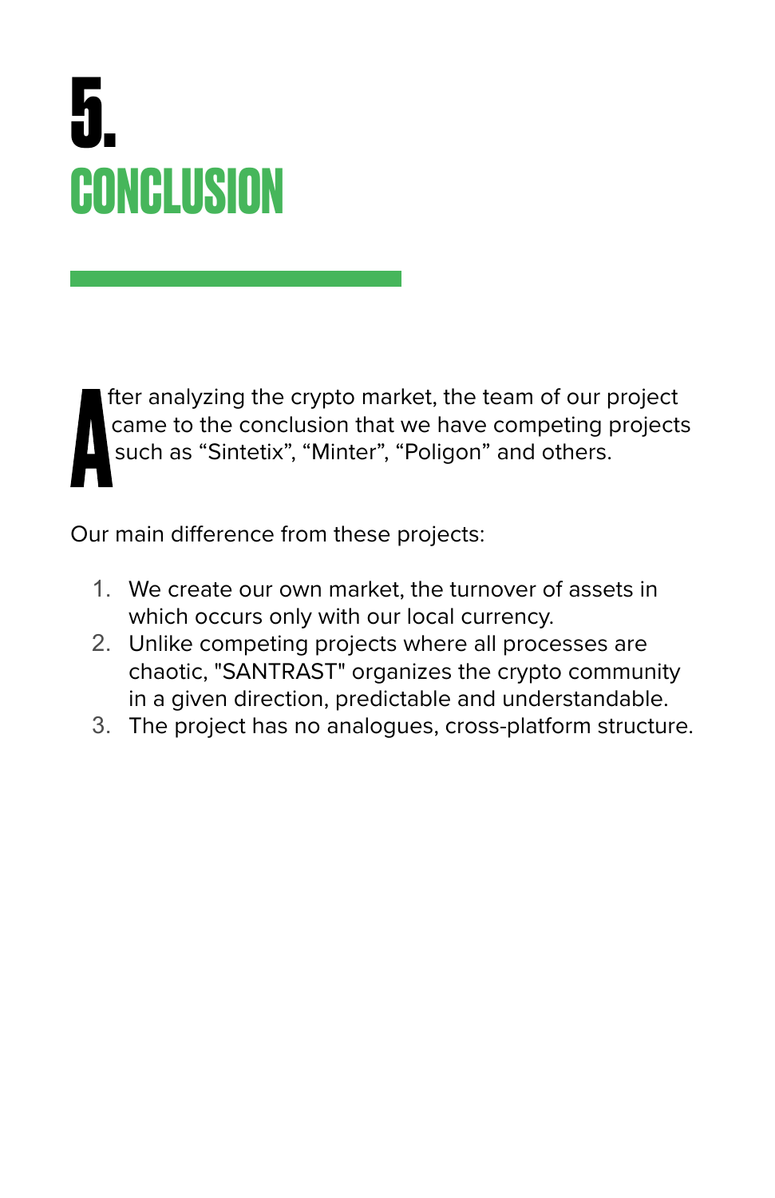# 5.
# CONCLUSION

After analyzing the crypto market, the team of our project came to the conclusion that we have competing projects such as “Sintetix”, “Minter”, “Poligon” and others.

Our main difference from these projects:

1. We create our own market, the turnover of assets in which occurs only with our local currency.
2. Unlike competing projects where all processes are chaotic, "SANTRAST" organizes the crypto community in a given direction, predictable and understandable.
3. The project has no analogues, cross-platform structure.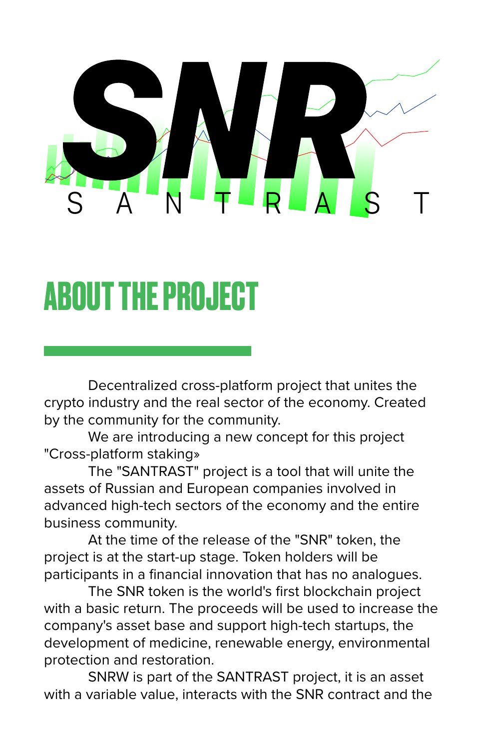# SNR

S A N T R A S T

## ABOUT THE PROJECT

Decentralized cross-platform project that unites the crypto industry and the real sector of the economy. Created by the community for the community.

We are introducing a new concept for this project "Cross-platform staking»

The "SANTRAST" project is a tool that will unite the assets of Russian and European companies involved in advanced high-tech sectors of the economy and the entire business community.

At the time of the release of the "SNR" token, the project is at the start-up stage. Token holders will be participants in a financial innovation that has no analogues.

The SNR token is the world's first blockchain project with a basic return. The proceeds will be used to increase the company's asset base and support high-tech startups, the development of medicine, renewable energy, environmental protection and restoration.

SNRW is part of the SANTRAST project, it is an asset with a variable value, interacts with the SNR contract and the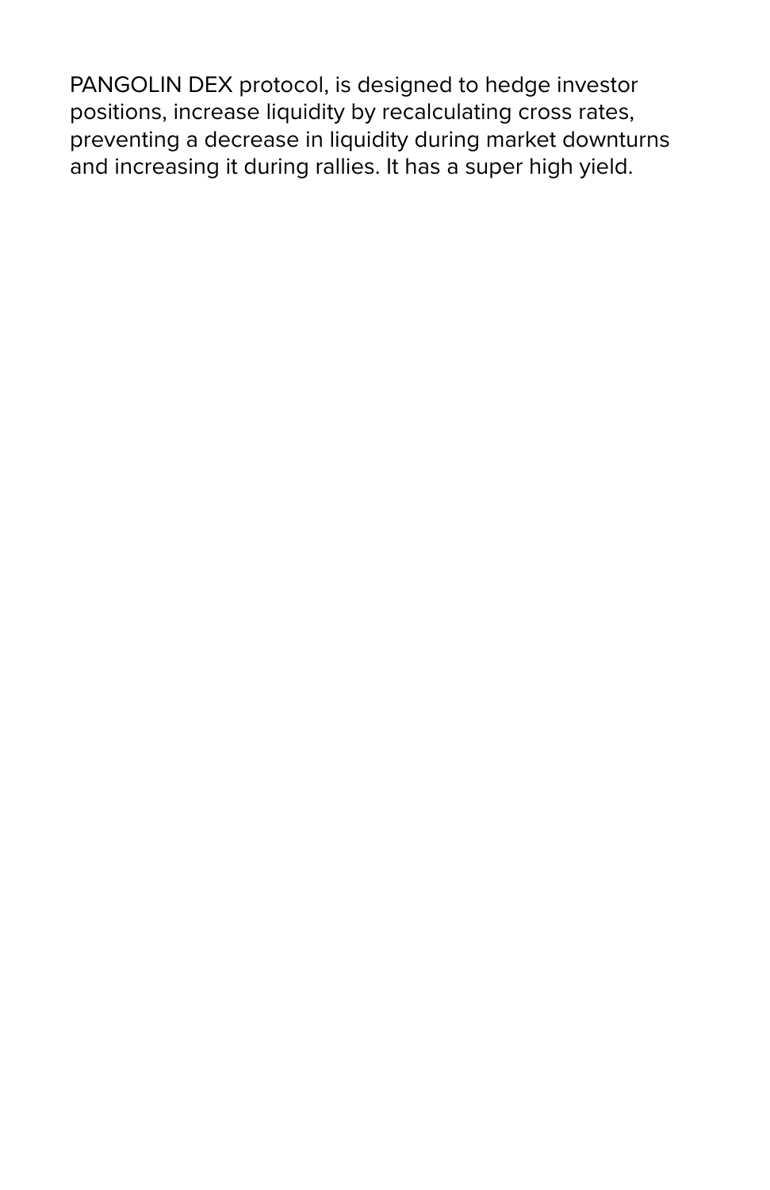PANGOLIN DEX protocol, is designed to hedge investor positions, increase liquidity by recalculating cross rates, preventing a decrease in liquidity during market downturns and increasing it during rallies. It has a super high yield.